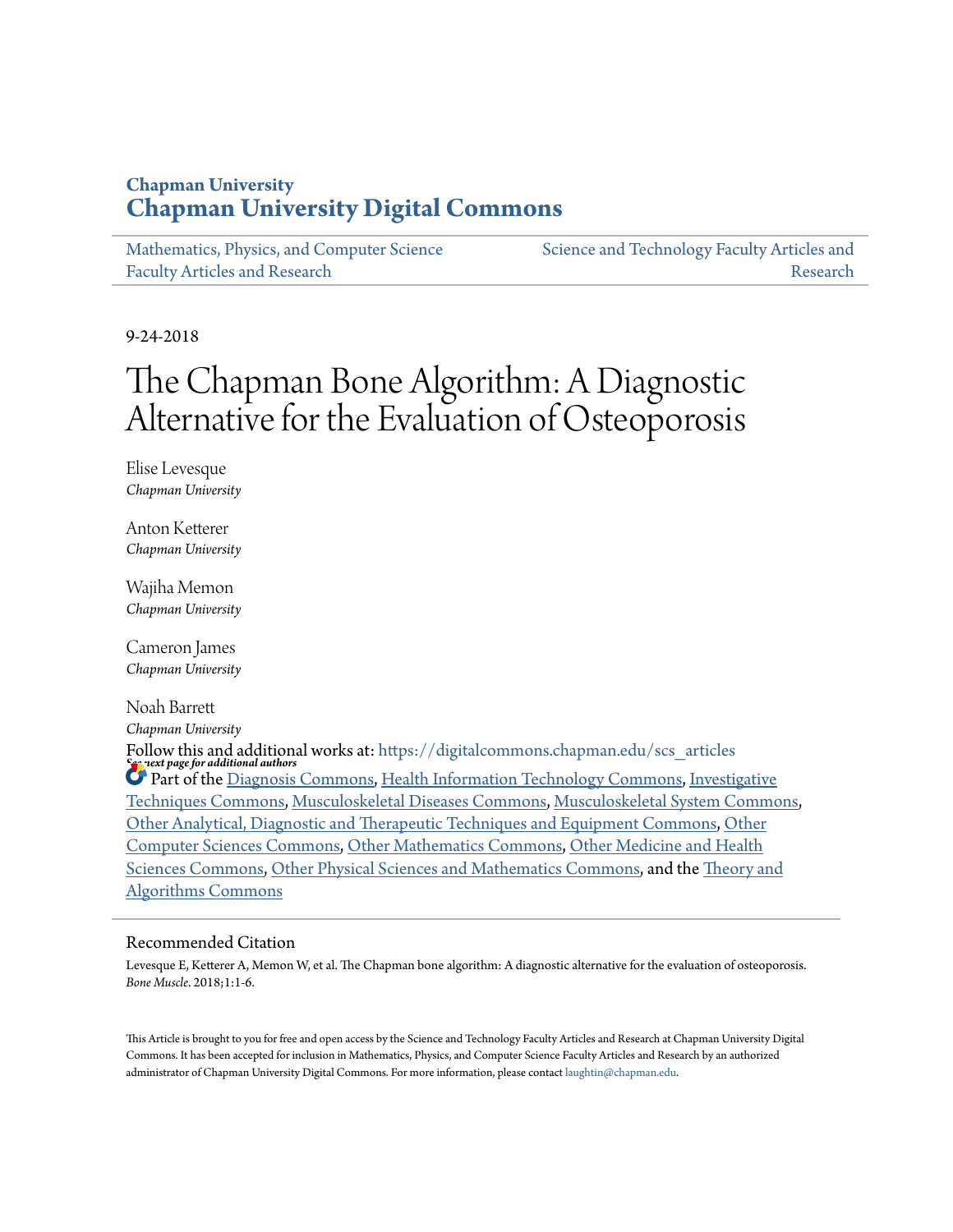Chapman University

**Chapman University Digital Commons**

Mathematics, Physics, and Computer Science Faculty Articles and Research

Science and Technology Faculty Articles and Research

9-24-2018

# The Chapman Bone Algorithm: A Diagnostic Alternative for the Evaluation of Osteoporosis

Elise Levesque
*Chapman University*

Anton Ketterer
*Chapman University*

Wajiha Memon
*Chapman University*

Cameron James
*Chapman University*

Noah Barrett
*Chapman University*

*See next page for additional authors*

Follow this and additional works at: https://digitalcommons.chapman.edu/scs_articles

Part of the Diagnosis Commons, Health Information Technology Commons, Investigative Techniques Commons, Musculoskeletal Diseases Commons, Musculoskeletal System Commons, Other Analytical, Diagnostic and Therapeutic Techniques and Equipment Commons, Other Computer Sciences Commons, Other Mathematics Commons, Other Medicine and Health Sciences Commons, Other Physical Sciences and Mathematics Commons, and the Theory and Algorithms Commons

## Recommended Citation

Levesque E, Ketterer A, Memon W, et al. The Chapman bone algorithm: A diagnostic alternative for the evaluation of osteoporosis. *Bone Muscle*. 2018;1:1-6.

This Article is brought to you for free and open access by the Science and Technology Faculty Articles and Research at Chapman University Digital Commons. It has been accepted for inclusion in Mathematics, Physics, and Computer Science Faculty Articles and Research by an authorized administrator of Chapman University Digital Commons. For more information, please contact laughtin@chapman.edu.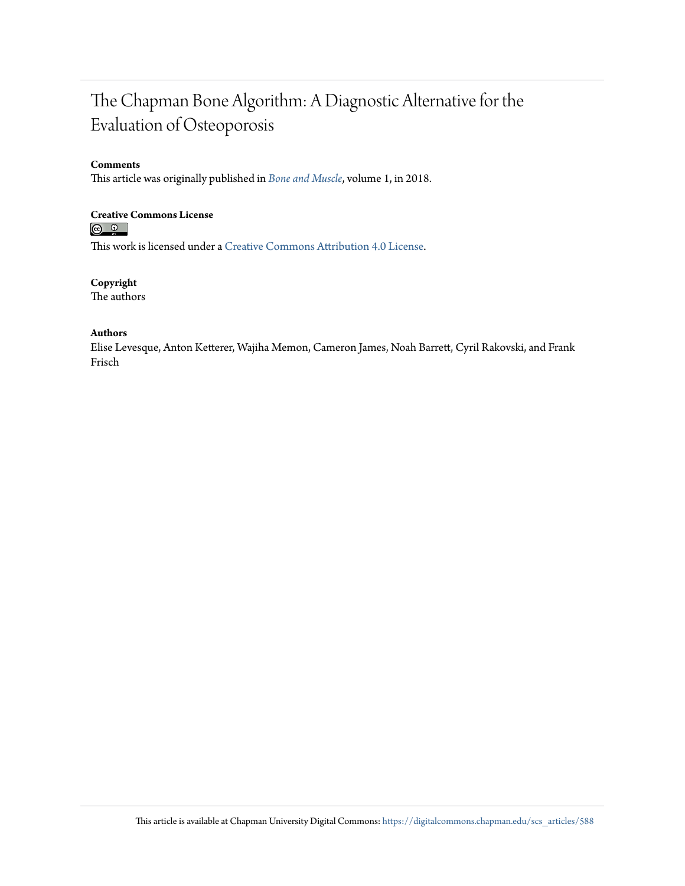# The Chapman Bone Algorithm: A Diagnostic Alternative for the Evaluation of Osteoporosis

**Comments**

This article was originally published in *Bone and Muscle*, volume 1, in 2018.

**Creative Commons License**

This work is licensed under a Creative Commons Attribution 4.0 License.

**Copyright**

The authors

**Authors**

Elise Levesque, Anton Ketterer, Wajiha Memon, Cameron James, Noah Barrett, Cyril Rakovski, and Frank Frisch

This article is available at Chapman University Digital Commons: https://digitalcommons.chapman.edu/scs_articles/588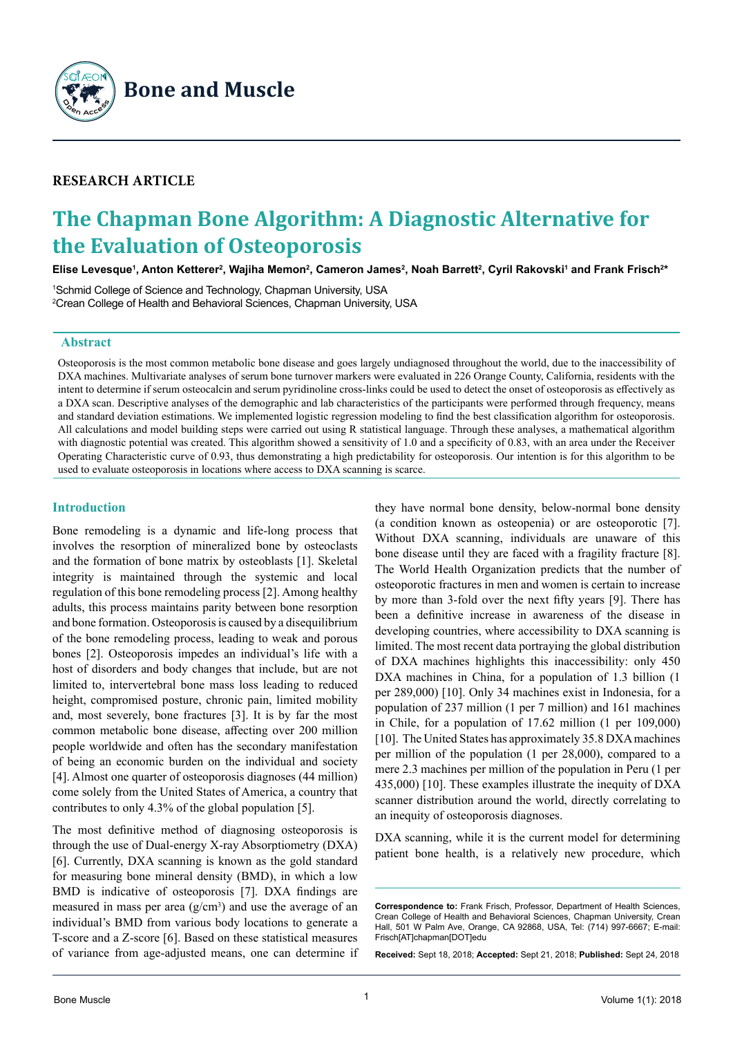# Bone and Muscle

**RESEARCH ARTICLE**

# The Chapman Bone Algorithm: A Diagnostic Alternative for the Evaluation of Osteoporosis

**Elise Levesque[1], Anton Ketterer[2], Wajiha Memon[2], Cameron James[2], Noah Barrett[2], Cyril Rakovski[1] and Frank Frisch[2]***

[1]Schmid College of Science and Technology, Chapman University, USA
[2]Crean College of Health and Behavioral Sciences, Chapman University, USA

## Abstract

Osteoporosis is the most common metabolic bone disease and goes largely undiagnosed throughout the world, due to the inaccessibility of DXA machines. Multivariate analyses of serum bone turnover markers were evaluated in 226 Orange County, California, residents with the intent to determine if serum osteocalcin and serum pyridinoline cross-links could be used to detect the onset of osteoporosis as effectively as a DXA scan. Descriptive analyses of the demographic and lab characteristics of the participants were performed through frequency, means and standard deviation estimations. We implemented logistic regression modeling to find the best classification algorithm for osteoporosis. All calculations and model building steps were carried out using R statistical language. Through these analyses, a mathematical algorithm with diagnostic potential was created. This algorithm showed a sensitivity of 1.0 and a specificity of 0.83, with an area under the Receiver Operating Characteristic curve of 0.93, thus demonstrating a high predictability for osteoporosis. Our intention is for this algorithm to be used to evaluate osteoporosis in locations where access to DXA scanning is scarce.

## Introduction

Bone remodeling is a dynamic and life-long process that involves the resorption of mineralized bone by osteoclasts and the formation of bone matrix by osteoblasts [1]. Skeletal integrity is maintained through the systemic and local regulation of this bone remodeling process [2]. Among healthy adults, this process maintains parity between bone resorption and bone formation. Osteoporosis is caused by a disequilibrium of the bone remodeling process, leading to weak and porous bones [2]. Osteoporosis impedes an individual's life with a host of disorders and body changes that include, but are not limited to, intervertebral bone mass loss leading to reduced height, compromised posture, chronic pain, limited mobility and, most severely, bone fractures [3]. It is by far the most common metabolic bone disease, affecting over 200 million people worldwide and often has the secondary manifestation of being an economic burden on the individual and society [4]. Almost one quarter of osteoporosis diagnoses (44 million) come solely from the United States of America, a country that contributes to only 4.3% of the global population [5].

The most definitive method of diagnosing osteoporosis is through the use of Dual-energy X-ray Absorptiometry (DXA) [6]. Currently, DXA scanning is known as the gold standard for measuring bone mineral density (BMD), in which a low BMD is indicative of osteoporosis [7]. DXA findings are measured in mass per area ($g/cm^3$) and use the average of an individual's BMD from various body locations to generate a T-score and a Z-score [6]. Based on these statistical measures of variance from age-adjusted means, one can determine if they have normal bone density, below-normal bone density (a condition known as osteopenia) or are osteoporotic [7]. Without DXA scanning, individuals are unaware of this bone disease until they are faced with a fragility fracture [8]. The World Health Organization predicts that the number of osteoporotic fractures in men and women is certain to increase by more than 3-fold over the next fifty years [9]. There has been a definitive increase in awareness of the disease in developing countries, where accessibility to DXA scanning is limited. The most recent data portraying the global distribution of DXA machines highlights this inaccessibility: only 450 DXA machines in China, for a population of 1.3 billion (1 per 289,000) [10]. Only 34 machines exist in Indonesia, for a population of 237 million (1 per 7 million) and 161 machines in Chile, for a population of 17.62 million (1 per 109,000) [10]. The United States has approximately 35.8 DXA machines per million of the population (1 per 28,000), compared to a mere 2.3 machines per million of the population in Peru (1 per 435,000) [10]. These examples illustrate the inequity of DXA scanner distribution around the world, directly correlating to an inequity of osteoporosis diagnoses.

DXA scanning, while it is the current model for determining patient bone health, is a relatively new procedure, which

**Correspondence to:** Frank Frisch, Professor, Department of Health Sciences, Crean College of Health and Behavioral Sciences, Chapman University, Crean Hall, 501 W Palm Ave, Orange, CA 92868, USA, Tel: (714) 997-6667; E-mail: Frisch[AT]chapman[DOT]edu

**Received:** Sept 18, 2018; **Accepted:** Sept 21, 2018; **Published:** Sept 24, 2018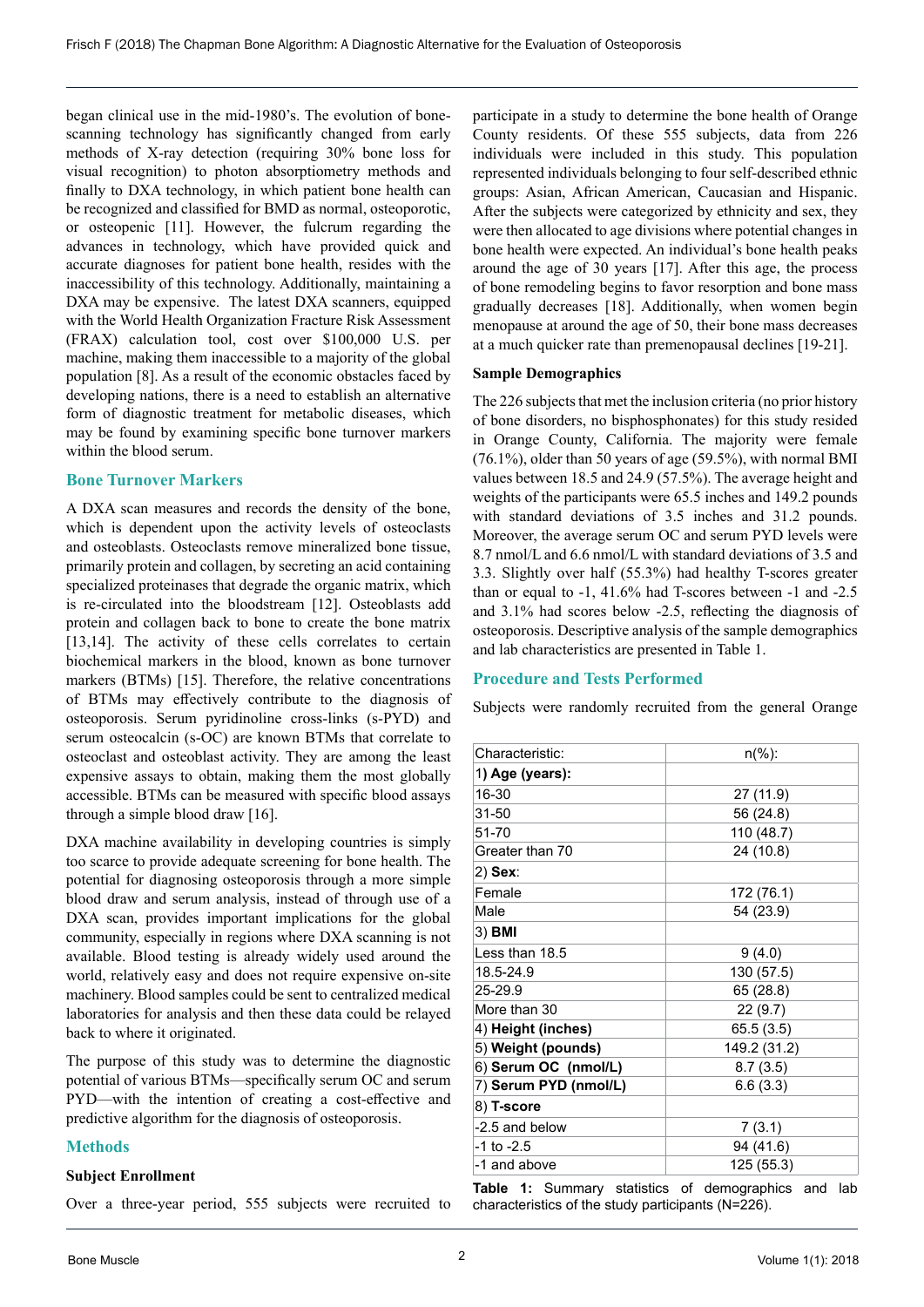began clinical use in the mid-1980's. The evolution of bone-scanning technology has significantly changed from early methods of X-ray detection (requiring 30% bone loss for visual recognition) to photon absorptiometry methods and finally to DXA technology, in which patient bone health can be recognized and classified for BMD as normal, osteoporotic, or osteopenic [11]. However, the fulcrum regarding the advances in technology, which have provided quick and accurate diagnoses for patient bone health, resides with the inaccessibility of this technology. Additionally, maintaining a DXA may be expensive. The latest DXA scanners, equipped with the World Health Organization Fracture Risk Assessment (FRAX) calculation tool, cost over $100,000 U.S. per machine, making them inaccessible to a majority of the global population [8]. As a result of the economic obstacles faced by developing nations, there is a need to establish an alternative form of diagnostic treatment for metabolic diseases, which may be found by examining specific bone turnover markers within the blood serum.

## Bone Turnover Markers

A DXA scan measures and records the density of the bone, which is dependent upon the activity levels of osteoclasts and osteoblasts. Osteoclasts remove mineralized bone tissue, primarily protein and collagen, by secreting an acid containing specialized proteinases that degrade the organic matrix, which is re-circulated into the bloodstream [12]. Osteoblasts add protein and collagen back to bone to create the bone matrix [13,14]. The activity of these cells correlates to certain biochemical markers in the blood, known as bone turnover markers (BTMs) [15]. Therefore, the relative concentrations of BTMs may effectively contribute to the diagnosis of osteoporosis. Serum pyridinoline cross-links (s-PYD) and serum osteocalcin (s-OC) are known BTMs that correlate to osteoclast and osteoblast activity. They are among the least expensive assays to obtain, making them the most globally accessible. BTMs can be measured with specific blood assays through a simple blood draw [16].

DXA machine availability in developing countries is simply too scarce to provide adequate screening for bone health. The potential for diagnosing osteoporosis through a more simple blood draw and serum analysis, instead of through use of a DXA scan, provides important implications for the global community, especially in regions where DXA scanning is not available. Blood testing is already widely used around the world, relatively easy and does not require expensive on-site machinery. Blood samples could be sent to centralized medical laboratories for analysis and then these data could be relayed back to where it originated.

The purpose of this study was to determine the diagnostic potential of various BTMs—specifically serum OC and serum PYD—with the intention of creating a cost-effective and predictive algorithm for the diagnosis of osteoporosis.

## Methods

### Subject Enrollment

Over a three-year period, 555 subjects were recruited to participate in a study to determine the bone health of Orange County residents. Of these 555 subjects, data from 226 individuals were included in this study. This population represented individuals belonging to four self-described ethnic groups: Asian, African American, Caucasian and Hispanic. After the subjects were categorized by ethnicity and sex, they were then allocated to age divisions where potential changes in bone health were expected. An individual's bone health peaks around the age of 30 years [17]. After this age, the process of bone remodeling begins to favor resorption and bone mass gradually decreases [18]. Additionally, when women begin menopause at around the age of 50, their bone mass decreases at a much quicker rate than premenopausal declines [19-21].

### Sample Demographics

The 226 subjects that met the inclusion criteria (no prior history of bone disorders, no bisphosphonates) for this study resided in Orange County, California. The majority were female (76.1%), older than 50 years of age (59.5%), with normal BMI values between 18.5 and 24.9 (57.5%). The average height and weights of the participants were 65.5 inches and 149.2 pounds with standard deviations of 3.5 inches and 31.2 pounds. Moreover, the average serum OC and serum PYD levels were 8.7 nmol/L and 6.6 nmol/L with standard deviations of 3.5 and 3.3. Slightly over half (55.3%) had healthy T-scores greater than or equal to -1, 41.6% had T-scores between -1 and -2.5 and 3.1% had scores below -2.5, reflecting the diagnosis of osteoporosis. Descriptive analysis of the sample demographics and lab characteristics are presented in Table 1.

## Procedure and Tests Performed

Subjects were randomly recruited from the general Orange

| Characteristic: | n(%): |
|---|---|
| 1) **Age (years):** | |
| 16-30 | 27 (11.9) |
| 31-50 | 56 (24.8) |
| 51-70 | 110 (48.7) |
| Greater than 70 | 24 (10.8) |
| 2) **Sex**: | |
| Female | 172 (76.1) |
| Male | 54 (23.9) |
| 3) **BMI** | |
| Less than 18.5 | 9 (4.0) |
| 18.5-24.9 | 130 (57.5) |
| 25-29.9 | 65 (28.8) |
| More than 30 | 22 (9.7) |
| 4) **Height (inches)** | 65.5 (3.5) |
| 5) **Weight (pounds)** | 149.2 (31.2) |
| 6) **Serum OC (nmol/L)** | 8.7 (3.5) |
| 7) **Serum PYD (nmol/L)** | 6.6 (3.3) |
| 8) **T-score** | |
| -2.5 and below | 7 (3.1) |
| -1 to -2.5 | 94 (41.6) |
| -1 and above | 125 (55.3) |

**Table 1:** Summary statistics of demographics and lab characteristics of the study participants (N=226).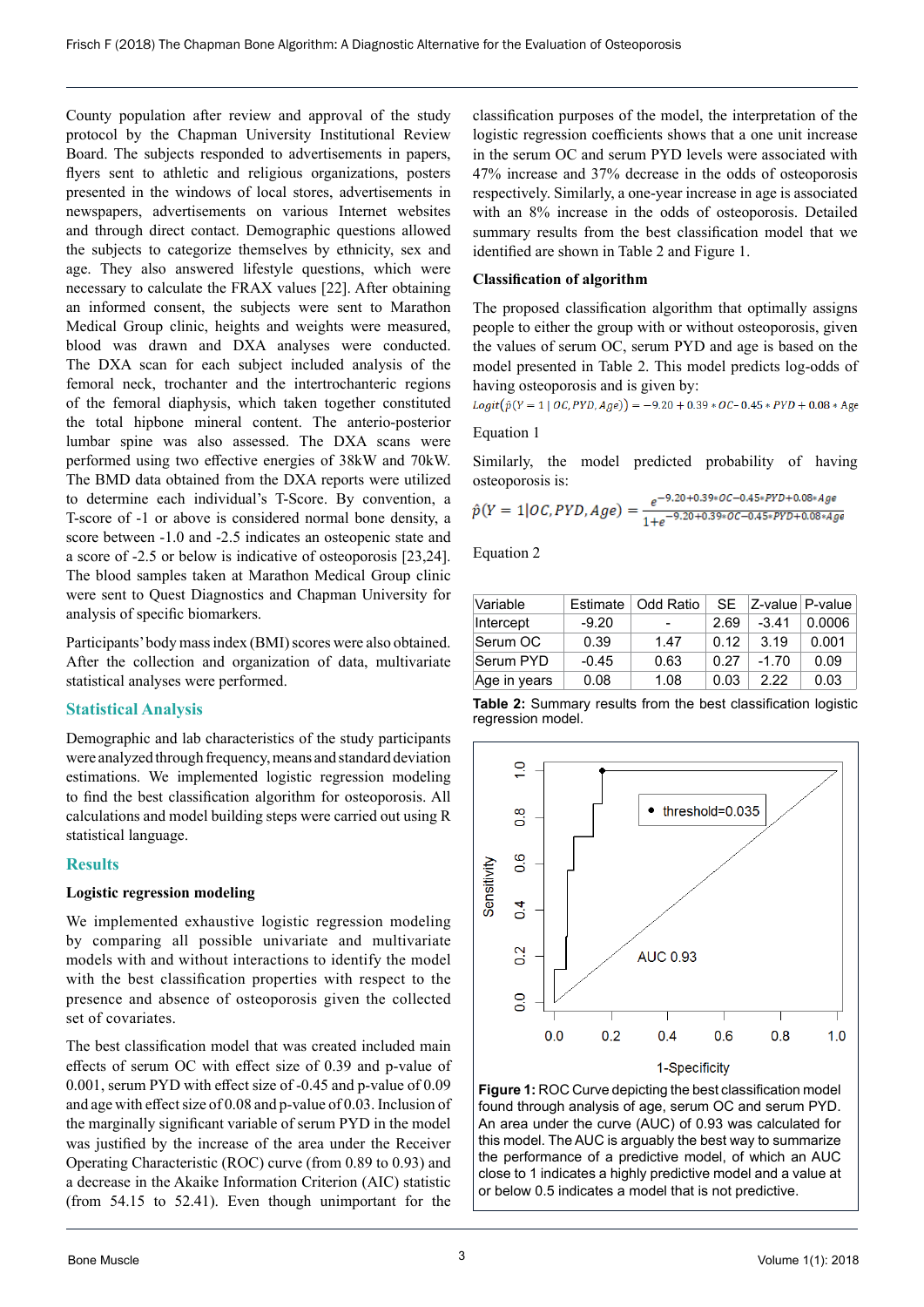County population after review and approval of the study protocol by the Chapman University Institutional Review Board. The subjects responded to advertisements in papers, flyers sent to athletic and religious organizations, posters presented in the windows of local stores, advertisements in newspapers, advertisements on various Internet websites and through direct contact. Demographic questions allowed the subjects to categorize themselves by ethnicity, sex and age. They also answered lifestyle questions, which were necessary to calculate the FRAX values [22]. After obtaining an informed consent, the subjects were sent to Marathon Medical Group clinic, heights and weights were measured, blood was drawn and DXA analyses were conducted. The DXA scan for each subject included analysis of the femoral neck, trochanter and the intertrochanteric regions of the femoral diaphysis, which taken together constituted the total hipbone mineral content. The anterio-posterior lumbar spine was also assessed. The DXA scans were performed using two effective energies of 38kW and 70kW. The BMD data obtained from the DXA reports were utilized to determine each individual's T-Score. By convention, a T-score of -1 or above is considered normal bone density, a score between -1.0 and -2.5 indicates an osteopenic state and a score of -2.5 or below is indicative of osteoporosis [23,24]. The blood samples taken at Marathon Medical Group clinic were sent to Quest Diagnostics and Chapman University for analysis of specific biomarkers.

Participants' body mass index (BMI) scores were also obtained. After the collection and organization of data, multivariate statistical analyses were performed.

## Statistical Analysis

Demographic and lab characteristics of the study participants were analyzed through frequency, means and standard deviation estimations. We implemented logistic regression modeling to find the best classification algorithm for osteoporosis. All calculations and model building steps were carried out using R statistical language.

## Results

### Logistic regression modeling

We implemented exhaustive logistic regression modeling by comparing all possible univariate and multivariate models with and without interactions to identify the model with the best classification properties with respect to the presence and absence of osteoporosis given the collected set of covariates.

The best classification model that was created included main effects of serum OC with effect size of 0.39 and p-value of 0.001, serum PYD with effect size of -0.45 and p-value of 0.09 and age with effect size of 0.08 and p-value of 0.03. Inclusion of the marginally significant variable of serum PYD in the model was justified by the increase of the area under the Receiver Operating Characteristic (ROC) curve (from 0.89 to 0.93) and a decrease in the Akaike Information Criterion (AIC) statistic (from 54.15 to 52.41). Even though unimportant for the classification purposes of the model, the interpretation of the logistic regression coefficients shows that a one unit increase in the serum OC and serum PYD levels were associated with 47% increase and 37% decrease in the odds of osteoporosis respectively. Similarly, a one-year increase in age is associated with an 8% increase in the odds of osteoporosis. Detailed summary results from the best classification model that we identified are shown in Table 2 and Figure 1.

### Classification of algorithm

The proposed classification algorithm that optimally assigns people to either the group with or without osteoporosis, given the values of serum OC, serum PYD and age is based on the model presented in Table 2. This model predicts log-odds of having osteoporosis and is given by:

$$Logit(\hat{p}(Y=1 \mid OC, PYD, Age)) = -9.20 + 0.39 * OC - 0.45 * PYD + 0.08 * Age$$

Equation 1

Similarly, the model predicted probability of having osteoporosis is:

$$\hat{p}(Y=1|OC, PYD, Age) = \frac{e^{-9.20+0.39*OC-0.45*PYD+0.08*Age}}{1+e^{-9.20+0.39*OC-0.45*PYD+0.08*Age}}$$

Equation 2

| Variable | Estimate | Odd Ratio | SE | Z-value | P-value |
|---|---|---|---|---|---|
| Intercept | -9.20 | - | 2.69 | -3.41 | 0.0006 |
| Serum OC | 0.39 | 1.47 | 0.12 | 3.19 | 0.001 |
| Serum PYD | -0.45 | 0.63 | 0.27 | -1.70 | 0.09 |
| Age in years | 0.08 | 1.08 | 0.03 | 2.22 | 0.03 |

**Table 2:** Summary results from the best classification logistic regression model.

**Figure 1:** ROC Curve depicting the best classification model found through analysis of age, serum OC and serum PYD. An area under the curve (AUC) of 0.93 was calculated for this model. The AUC is arguably the best way to summarize the performance of a predictive model, of which an AUC close to 1 indicates a highly predictive model and a value at or below 0.5 indicates a model that is not predictive.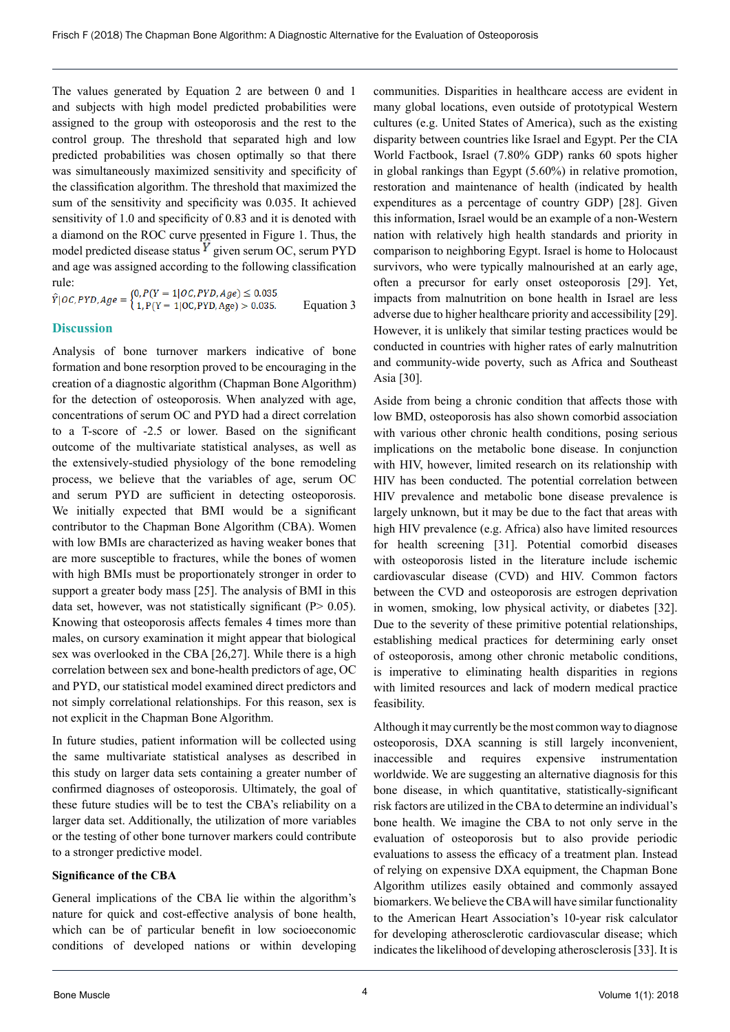The values generated by Equation 2 are between 0 and 1 and subjects with high model predicted probabilities were assigned to the group with osteoporosis and the rest to the control group. The threshold that separated high and low predicted probabilities was chosen optimally so that there was simultaneously maximized sensitivity and specificity of the classification algorithm. The threshold that maximized the sum of the sensitivity and specificity was 0.035. It achieved sensitivity of 1.0 and specificity of 0.83 and it is denoted with a diamond on the ROC curve presented in Figure 1. Thus, the model predicted disease status $\hat{Y}$ given serum OC, serum PYD and age was assigned according to the following classification rule:

$$\hat{Y}|OC, PYD, Age = \begin{cases} 0, P(Y = 1|OC, PYD, Age) \leq 0.035 \\ 1, P(Y = 1|OC, PYD, Age) > 0.035. \end{cases} \quad \text{Equation 3}$$

## Discussion

Analysis of bone turnover markers indicative of bone formation and bone resorption proved to be encouraging in the creation of a diagnostic algorithm (Chapman Bone Algorithm) for the detection of osteoporosis. When analyzed with age, concentrations of serum OC and PYD had a direct correlation to a T-score of -2.5 or lower. Based on the significant outcome of the multivariate statistical analyses, as well as the extensively-studied physiology of the bone remodeling process, we believe that the variables of age, serum OC and serum PYD are sufficient in detecting osteoporosis. We initially expected that BMI would be a significant contributor to the Chapman Bone Algorithm (CBA). Women with low BMIs are characterized as having weaker bones that are more susceptible to fractures, while the bones of women with high BMIs must be proportionately stronger in order to support a greater body mass [25]. The analysis of BMI in this data set, however, was not statistically significant ($P > 0.05$). Knowing that osteoporosis affects females 4 times more than males, on cursory examination it might appear that biological sex was overlooked in the CBA [26,27]. While there is a high correlation between sex and bone-health predictors of age, OC and PYD, our statistical model examined direct predictors and not simply correlational relationships. For this reason, sex is not explicit in the Chapman Bone Algorithm.

In future studies, patient information will be collected using the same multivariate statistical analyses as described in this study on larger data sets containing a greater number of confirmed diagnoses of osteoporosis. Ultimately, the goal of these future studies will be to test the CBA's reliability on a larger data set. Additionally, the utilization of more variables or the testing of other bone turnover markers could contribute to a stronger predictive model.

### Significance of the CBA

General implications of the CBA lie within the algorithm's nature for quick and cost-effective analysis of bone health, which can be of particular benefit in low socioeconomic conditions of developed nations or within developing communities. Disparities in healthcare access are evident in many global locations, even outside of prototypical Western cultures (e.g. United States of America), such as the existing disparity between countries like Israel and Egypt. Per the CIA World Factbook, Israel (7.80% GDP) ranks 60 spots higher in global rankings than Egypt (5.60%) in relative promotion, restoration and maintenance of health (indicated by health expenditures as a percentage of country GDP) [28]. Given this information, Israel would be an example of a non-Western nation with relatively high health standards and priority in comparison to neighboring Egypt. Israel is home to Holocaust survivors, who were typically malnourished at an early age, often a precursor for early onset osteoporosis [29]. Yet, impacts from malnutrition on bone health in Israel are less adverse due to higher healthcare priority and accessibility [29]. However, it is unlikely that similar testing practices would be conducted in countries with higher rates of early malnutrition and community-wide poverty, such as Africa and Southeast Asia [30].

Aside from being a chronic condition that affects those with low BMD, osteoporosis has also shown comorbid association with various other chronic health conditions, posing serious implications on the metabolic bone disease. In conjunction with HIV, however, limited research on its relationship with HIV has been conducted. The potential correlation between HIV prevalence and metabolic bone disease prevalence is largely unknown, but it may be due to the fact that areas with high HIV prevalence (e.g. Africa) also have limited resources for health screening [31]. Potential comorbid diseases with osteoporosis listed in the literature include ischemic cardiovascular disease (CVD) and HIV. Common factors between the CVD and osteoporosis are estrogen deprivation in women, smoking, low physical activity, or diabetes [32]. Due to the severity of these primitive potential relationships, establishing medical practices for determining early onset of osteoporosis, among other chronic metabolic conditions, is imperative to eliminating health disparities in regions with limited resources and lack of modern medical practice feasibility.

Although it may currently be the most common way to diagnose osteoporosis, DXA scanning is still largely inconvenient, inaccessible and requires expensive instrumentation worldwide. We are suggesting an alternative diagnosis for this bone disease, in which quantitative, statistically-significant risk factors are utilized in the CBA to determine an individual's bone health. We imagine the CBA to not only serve in the evaluation of osteoporosis but to also provide periodic evaluations to assess the efficacy of a treatment plan. Instead of relying on expensive DXA equipment, the Chapman Bone Algorithm utilizes easily obtained and commonly assayed biomarkers. We believe the CBA will have similar functionality to the American Heart Association's 10-year risk calculator for developing atherosclerotic cardiovascular disease; which indicates the likelihood of developing atherosclerosis [33]. It is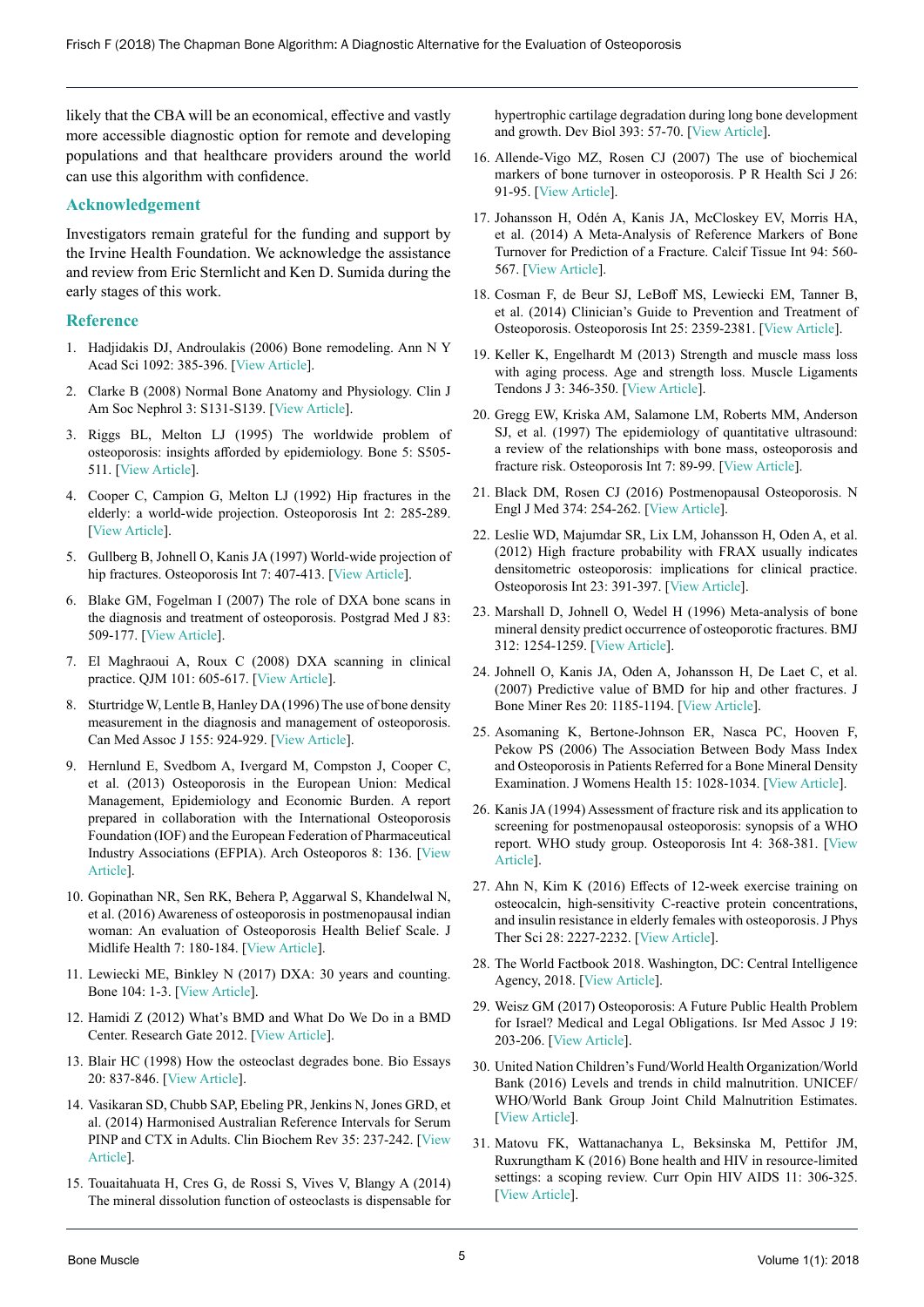likely that the CBA will be an economical, effective and vastly more accessible diagnostic option for remote and developing populations and that healthcare providers around the world can use this algorithm with confidence.

## Acknowledgement

Investigators remain grateful for the funding and support by the Irvine Health Foundation. We acknowledge the assistance and review from Eric Sternlicht and Ken D. Sumida during the early stages of this work.

## Reference

1. Hadjidakis DJ, Androulakis (2006) Bone remodeling. Ann N Y Acad Sci 1092: 385-396. [View Article].
2. Clarke B (2008) Normal Bone Anatomy and Physiology. Clin J Am Soc Nephrol 3: S131-S139. [View Article].
3. Riggs BL, Melton LJ (1995) The worldwide problem of osteoporosis: insights afforded by epidemiology. Bone 5: S505-511. [View Article].
4. Cooper C, Campion G, Melton LJ (1992) Hip fractures in the elderly: a world-wide projection. Osteoporosis Int 2: 285-289. [View Article].
5. Gullberg B, Johnell O, Kanis JA (1997) World-wide projection of hip fractures. Osteoporosis Int 7: 407-413. [View Article].
6. Blake GM, Fogelman I (2007) The role of DXA bone scans in the diagnosis and treatment of osteoporosis. Postgrad Med J 83: 509-177. [View Article].
7. El Maghraoui A, Roux C (2008) DXA scanning in clinical practice. QJM 101: 605-617. [View Article].
8. Sturtridge W, Lentle B, Hanley DA (1996) The use of bone density measurement in the diagnosis and management of osteoporosis. Can Med Assoc J 155: 924-929. [View Article].
9. Hernlund E, Svedbom A, Ivergard M, Compston J, Cooper C, et al. (2013) Osteoporosis in the European Union: Medical Management, Epidemiology and Economic Burden. A report prepared in collaboration with the International Osteoporosis Foundation (IOF) and the European Federation of Pharmaceutical Industry Associations (EFPIA). Arch Osteoporos 8: 136. [View Article].
10. Gopinathan NR, Sen RK, Behera P, Aggarwal S, Khandelwal N, et al. (2016) Awareness of osteoporosis in postmenopausal indian woman: An evaluation of Osteoporosis Health Belief Scale. J Midlife Health 7: 180-184. [View Article].
11. Lewiecki ME, Binkley N (2017) DXA: 30 years and counting. Bone 104: 1-3. [View Article].
12. Hamidi Z (2012) What's BMD and What Do We Do in a BMD Center. Research Gate 2012. [View Article].
13. Blair HC (1998) How the osteoclast degrades bone. Bio Essays 20: 837-846. [View Article].
14. Vasikaran SD, Chubb SAP, Ebeling PR, Jenkins N, Jones GRD, et al. (2014) Harmonised Australian Reference Intervals for Serum PINP and CTX in Adults. Clin Biochem Rev 35: 237-242. [View Article].
15. Touaitahuata H, Cres G, de Rossi S, Vives V, Blangy A (2014) The mineral dissolution function of osteoclasts is dispensable for hypertrophic cartilage degradation during long bone development and growth. Dev Biol 393: 57-70. [View Article].
16. Allende-Vigo MZ, Rosen CJ (2007) The use of biochemical markers of bone turnover in osteoporosis. P R Health Sci J 26: 91-95. [View Article].
17. Johansson H, Odén A, Kanis JA, McCloskey EV, Morris HA, et al. (2014) A Meta-Analysis of Reference Markers of Bone Turnover for Prediction of a Fracture. Calcif Tissue Int 94: 560-567. [View Article].
18. Cosman F, de Beur SJ, LeBoff MS, Lewiecki EM, Tanner B, et al. (2014) Clinician's Guide to Prevention and Treatment of Osteoporosis. Osteoporosis Int 25: 2359-2381. [View Article].
19. Keller K, Engelhardt M (2013) Strength and muscle mass loss with aging process. Age and strength loss. Muscle Ligaments Tendons J 3: 346-350. [View Article].
20. Gregg EW, Kriska AM, Salamone LM, Roberts MM, Anderson SJ, et al. (1997) The epidemiology of quantitative ultrasound: a review of the relationships with bone mass, osteoporosis and fracture risk. Osteoporosis Int 7: 89-99. [View Article].
21. Black DM, Rosen CJ (2016) Postmenopausal Osteoporosis. N Engl J Med 374: 254-262. [View Article].
22. Leslie WD, Majumdar SR, Lix LM, Johansson H, Oden A, et al. (2012) High fracture probability with FRAX usually indicates densitometric osteoporosis: implications for clinical practice. Osteoporosis Int 23: 391-397. [View Article].
23. Marshall D, Johnell O, Wedel H (1996) Meta-analysis of bone mineral density predict occurrence of osteoporotic fractures. BMJ 312: 1254-1259. [View Article].
24. Johnell O, Kanis JA, Oden A, Johansson H, De Laet C, et al. (2007) Predictive value of BMD for hip and other fractures. J Bone Miner Res 20: 1185-1194. [View Article].
25. Asomaning K, Bertone-Johnson ER, Nasca PC, Hooven F, Pekow PS (2006) The Association Between Body Mass Index and Osteoporosis in Patients Referred for a Bone Mineral Density Examination. J Womens Health 15: 1028-1034. [View Article].
26. Kanis JA (1994) Assessment of fracture risk and its application to screening for postmenopausal osteoporosis: synopsis of a WHO report. WHO study group. Osteoporosis Int 4: 368-381. [View Article].
27. Ahn N, Kim K (2016) Effects of 12-week exercise training on osteocalcin, high-sensitivity C-reactive protein concentrations, and insulin resistance in elderly females with osteoporosis. J Phys Ther Sci 28: 2227-2232. [View Article].
28. The World Factbook 2018. Washington, DC: Central Intelligence Agency, 2018. [View Article].
29. Weisz GM (2017) Osteoporosis: A Future Public Health Problem for Israel? Medical and Legal Obligations. Isr Med Assoc J 19: 203-206. [View Article].
30. United Nation Children's Fund/World Health Organization/World Bank (2016) Levels and trends in child malnutrition. UNICEF/ WHO/World Bank Group Joint Child Malnutrition Estimates. [View Article].
31. Matovu FK, Wattanachanya L, Beksinska M, Pettifor JM, Ruxrungtham K (2016) Bone health and HIV in resource-limited settings: a scoping review. Curr Opin HIV AIDS 11: 306-325. [View Article].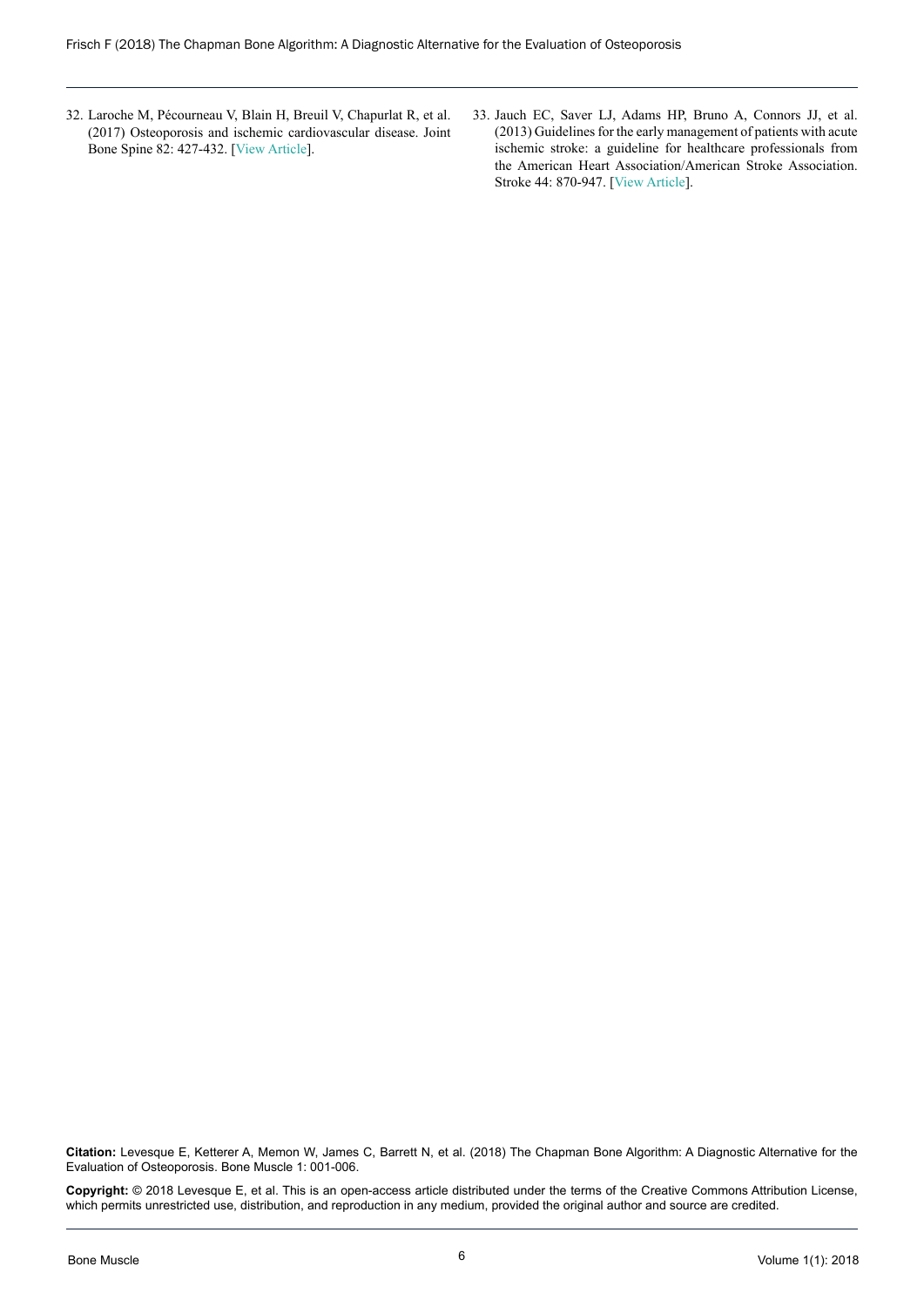32. Laroche M, Pécourneau V, Blain H, Breuil V, Chapurlat R, et al. (2017) Osteoporosis and ischemic cardiovascular disease. Joint Bone Spine 82: 427-432. [View Article].

33. Jauch EC, Saver LJ, Adams HP, Bruno A, Connors JJ, et al. (2013) Guidelines for the early management of patients with acute ischemic stroke: a guideline for healthcare professionals from the American Heart Association/American Stroke Association. Stroke 44: 870-947. [View Article].

**Citation:** Levesque E, Ketterer A, Memon W, James C, Barrett N, et al. (2018) The Chapman Bone Algorithm: A Diagnostic Alternative for the Evaluation of Osteoporosis. Bone Muscle 1: 001-006.

**Copyright:** © 2018 Levesque E, et al. This is an open-access article distributed under the terms of the Creative Commons Attribution License, which permits unrestricted use, distribution, and reproduction in any medium, provided the original author and source are credited.